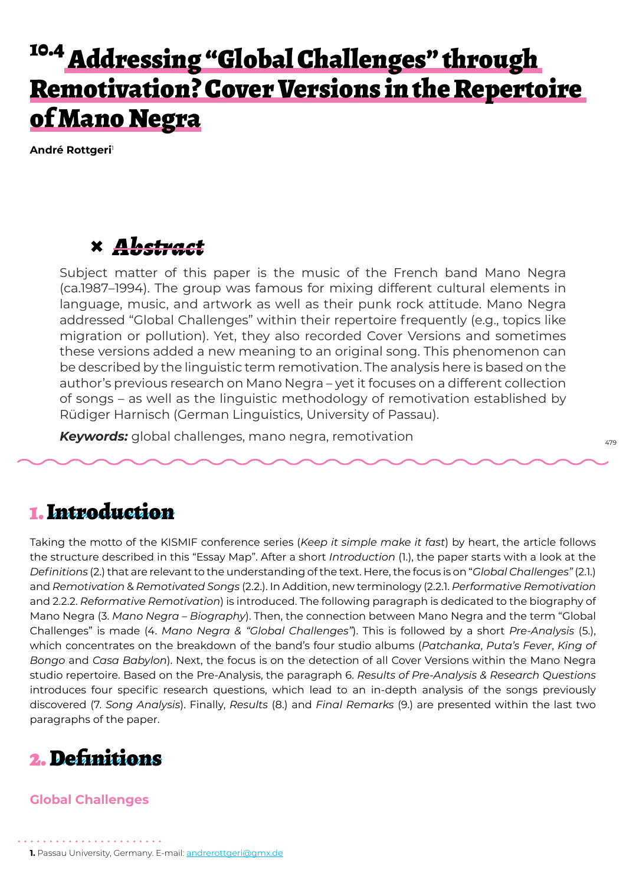# 10.4 Addressing "Global Challenges" through Remotivation? Cover Versions in the Repertoire of Mano Negra

**André Rottgeri**[1]

## Abstract

Subject matter of this paper is the music of the French band Mano Negra (ca.1987–1994). The group was famous for mixing different cultural elements in language, music, and artwork as well as their punk rock attitude. Mano Negra addressed "Global Challenges" within their repertoire frequently (e.g., topics like migration or pollution). Yet, they also recorded Cover Versions and sometimes these versions added a new meaning to an original song. This phenomenon can be described by the linguistic term remotivation. The analysis here is based on the author's previous research on Mano Negra – yet it focuses on a different collection of songs – as well as the linguistic methodology of remotivation established by Rüdiger Harnisch (German Linguistics, University of Passau).

***Keywords:*** global challenges, mano negra, remotivation

## 1. Introduction

Taking the motto of the KISMIF conference series (*Keep it simple make it fast*) by heart, the article follows the structure described in this "Essay Map". After a short *Introduction* (1.), the paper starts with a look at the *Definitions* (2.) that are relevant to the understanding of the text. Here, the focus is on "*Global Challenges"* (2.1.) and *Remotivation* & *Remotivated Songs* (2.2.). In Addition, new terminology (2.2.1. *Performative Remotivation* and 2.2.2. *Reformative Remotivation*) is introduced. The following paragraph is dedicated to the biography of Mano Negra (3. *Mano Negra – Biography*). Then, the connection between Mano Negra and the term "Global Challenges" is made (4. *Mano Negra & "Global Challenges"*). This is followed by a short *Pre-Analysis* (5.), which concentrates on the breakdown of the band's four studio albums (*Patchanka*, *Puta's Fever*, *King of Bongo* and *Casa Babylon*). Next, the focus is on the detection of all Cover Versions within the Mano Negra studio repertoire. Based on the Pre-Analysis, the paragraph 6. *Results of Pre-Analysis & Research Questions* introduces four specific research questions, which lead to an in-depth analysis of the songs previously discovered (7. *Song Analysis*). Finally, *Results* (8.) and *Final Remarks* (9.) are presented within the last two paragraphs of the paper.

## 2. Definitions

### Global Challenges

[1] Passau University, Germany. E-mail: andrerottgeri@gmx.de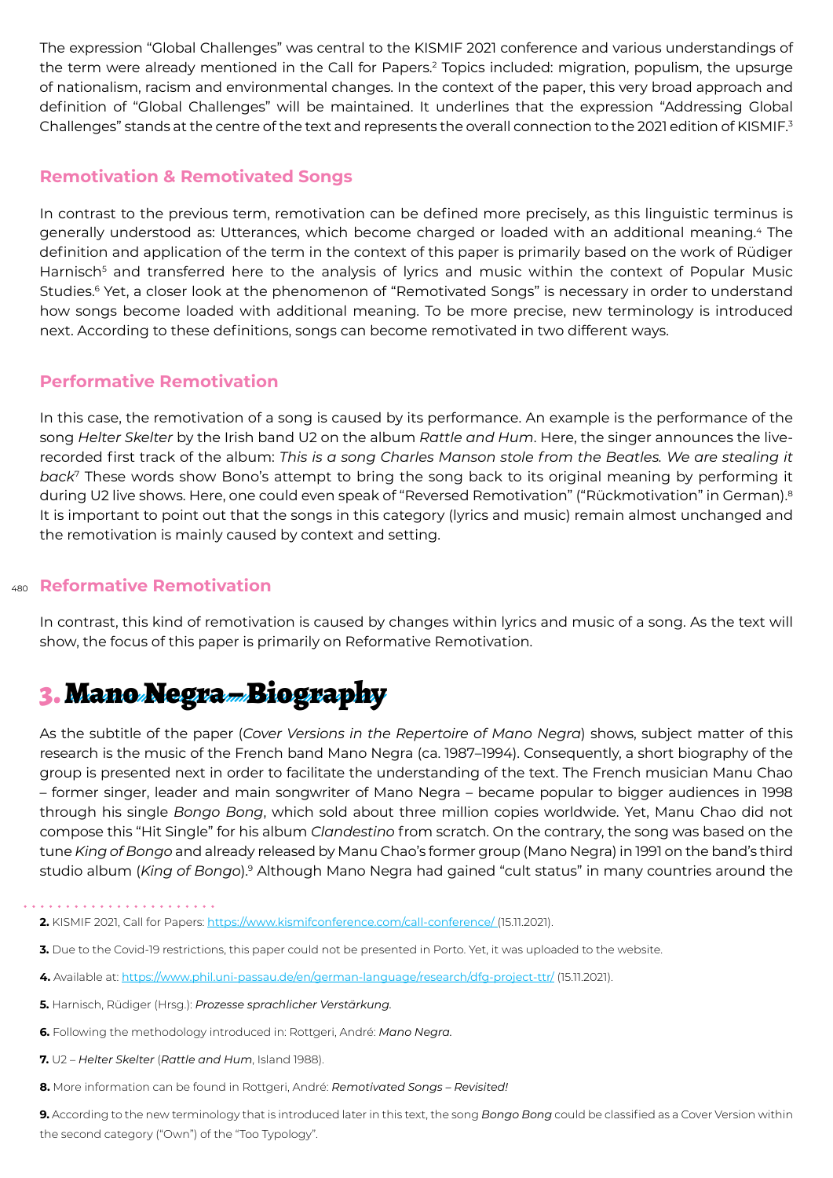The expression "Global Challenges" was central to the KISMIF 2021 conference and various understandings of the term were already mentioned in the Call for Papers.[2] Topics included: migration, populism, the upsurge of nationalism, racism and environmental changes. In the context of the paper, this very broad approach and definition of "Global Challenges" will be maintained. It underlines that the expression "Addressing Global Challenges" stands at the centre of the text and represents the overall connection to the 2021 edition of KISMIF.[3]

### Remotivation & Remotivated Songs

In contrast to the previous term, remotivation can be defined more precisely, as this linguistic terminus is generally understood as: Utterances, which become charged or loaded with an additional meaning.[4] The definition and application of the term in the context of this paper is primarily based on the work of Rüdiger Harnisch[5] and transferred here to the analysis of lyrics and music within the context of Popular Music Studies.[6] Yet, a closer look at the phenomenon of "Remotivated Songs" is necessary in order to understand how songs become loaded with additional meaning. To be more precise, new terminology is introduced next. According to these definitions, songs can become remotivated in two different ways.

### Performative Remotivation

In this case, the remotivation of a song is caused by its performance. An example is the performance of the song *Helter Skelter* by the Irish band U2 on the album *Rattle and Hum*. Here, the singer announces the live-recorded first track of the album: *This is a song Charles Manson stole from the Beatles. We are stealing it back*[7] These words show Bono's attempt to bring the song back to its original meaning by performing it during U2 live shows. Here, one could even speak of "Reversed Remotivation" ("Rückmotivation" in German).[8] It is important to point out that the songs in this category (lyrics and music) remain almost unchanged and the remotivation is mainly caused by context and setting.

### Reformative Remotivation

In contrast, this kind of remotivation is caused by changes within lyrics and music of a song. As the text will show, the focus of this paper is primarily on Reformative Remotivation.

## 3. Mano Negra – Biography

As the subtitle of the paper (*Cover Versions in the Repertoire of Mano Negra*) shows, subject matter of this research is the music of the French band Mano Negra (ca. 1987–1994). Consequently, a short biography of the group is presented next in order to facilitate the understanding of the text. The French musician Manu Chao – former singer, leader and main songwriter of Mano Negra – became popular to bigger audiences in 1998 through his single *Bongo Bong*, which sold about three million copies worldwide. Yet, Manu Chao did not compose this "Hit Single" for his album *Clandestino* from scratch. On the contrary, the song was based on the tune *King of Bongo* and already released by Manu Chao's former group (Mano Negra) in 1991 on the band's third studio album (*King of Bongo*).[9] Although Mano Negra had gained "cult status" in many countries around the

---

**2.** KISMIF 2021, Call for Papers: https://www.kismifconference.com/call-conference/ (15.11.2021).

**3.** Due to the Covid-19 restrictions, this paper could not be presented in Porto. Yet, it was uploaded to the website.

**4.** Available at: https://www.phil.uni-passau.de/en/german-language/research/dfg-project-ttr/ (15.11.2021).

**5.** Harnisch, Rüdiger (Hrsg.): *Prozesse sprachlicher Verstärkung.*

**6.** Following the methodology introduced in: Rottgeri, André: *Mano Negra.*

**7.** U2 – *Helter Skelter* (*Rattle and Hum*, Island 1988).

**8.** More information can be found in Rottgeri, André: *Remotivated Songs – Revisited!*

**9.** According to the new terminology that is introduced later in this text, the song *Bongo Bong* could be classified as a Cover Version within the second category ("Own") of the "Too Typology".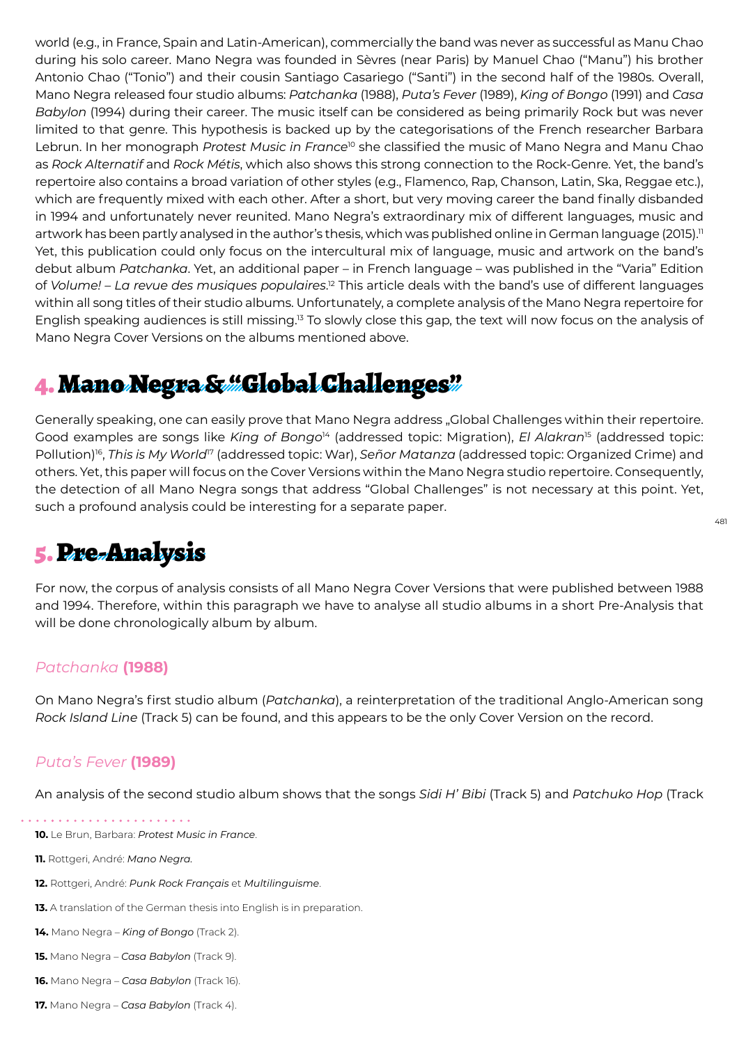world (e.g., in France, Spain and Latin-American), commercially the band was never as successful as Manu Chao during his solo career. Mano Negra was founded in Sèvres (near Paris) by Manuel Chao ("Manu") his brother Antonio Chao ("Tonio") and their cousin Santiago Casariego ("Santi") in the second half of the 1980s. Overall, Mano Negra released four studio albums: *Patchanka* (1988), *Puta's Fever* (1989), *King of Bongo* (1991) and *Casa Babylon* (1994) during their career. The music itself can be considered as being primarily Rock but was never limited to that genre. This hypothesis is backed up by the categorisations of the French researcher Barbara Lebrun. In her monograph *Protest Music in France*[10] she classified the music of Mano Negra and Manu Chao as *Rock Alternatif* and *Rock Métis*, which also shows this strong connection to the Rock-Genre. Yet, the band's repertoire also contains a broad variation of other styles (e.g., Flamenco, Rap, Chanson, Latin, Ska, Reggae etc.), which are frequently mixed with each other. After a short, but very moving career the band finally disbanded in 1994 and unfortunately never reunited. Mano Negra's extraordinary mix of different languages, music and artwork has been partly analysed in the author's thesis, which was published online in German language (2015).[11] Yet, this publication could only focus on the intercultural mix of language, music and artwork on the band's debut album *Patchanka*. Yet, an additional paper – in French language – was published in the "Varia" Edition of *Volume! – La revue des musiques populaires*.[12] This article deals with the band's use of different languages within all song titles of their studio albums. Unfortunately, a complete analysis of the Mano Negra repertoire for English speaking audiences is still missing.[13] To slowly close this gap, the text will now focus on the analysis of Mano Negra Cover Versions on the albums mentioned above.

## 4. Mano Negra & "Global Challenges"

Generally speaking, one can easily prove that Mano Negra address „Global Challenges within their repertoire. Good examples are songs like *King of Bongo*[14] (addressed topic: Migration), *El Alakran*[15] (addressed topic: Pollution)[16], *This is My World*[17] (addressed topic: War), *Señor Matanza* (addressed topic: Organized Crime) and others. Yet, this paper will focus on the Cover Versions within the Mano Negra studio repertoire. Consequently, the detection of all Mano Negra songs that address "Global Challenges" is not necessary at this point. Yet, such a profound analysis could be interesting for a separate paper.

## 5. Pre-Analysis

For now, the corpus of analysis consists of all Mano Negra Cover Versions that were published between 1988 and 1994. Therefore, within this paragraph we have to analyse all studio albums in a short Pre-Analysis that will be done chronologically album by album.

### *Patchanka* (1988)

On Mano Negra's first studio album (*Patchanka*), a reinterpretation of the traditional Anglo-American song *Rock Island Line* (Track 5) can be found, and this appears to be the only Cover Version on the record.

### *Puta's Fever* (1989)

An analysis of the second studio album shows that the songs *Sidi H' Bibi* (Track 5) and *Patchuko Hop* (Track

---

**10.** Le Brun, Barbara: *Protest Music in France*.

**11.** Rottgeri, André: *Mano Negra*.

**12.** Rottgeri, André: *Punk Rock Français* et *Multilinguisme*.

**13.** A translation of the German thesis into English is in preparation.

**14.** Mano Negra – *King of Bongo* (Track 2).

**15.** Mano Negra – *Casa Babylon* (Track 9).

**16.** Mano Negra – *Casa Babylon* (Track 16).

**17.** Mano Negra – *Casa Babylon* (Track 4).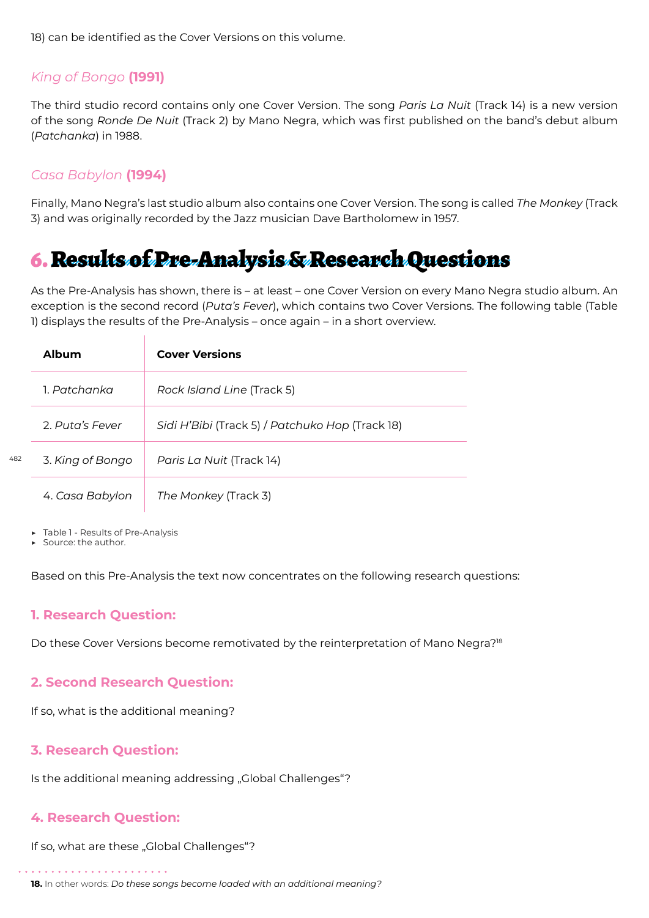18) can be identified as the Cover Versions on this volume.

### *King of Bongo* (1991)

The third studio record contains only one Cover Version. The song *Paris La Nuit* (Track 14) is a new version of the song *Ronde De Nuit* (Track 2) by Mano Negra, which was first published on the band's debut album (*Patchanka*) in 1988.

### *Casa Babylon* (1994)

Finally, Mano Negra's last studio album also contains one Cover Version. The song is called *The Monkey* (Track 3) and was originally recorded by the Jazz musician Dave Bartholomew in 1957.

## 6. Results of Pre-Analysis & Research Questions

As the Pre-Analysis has shown, there is – at least – one Cover Version on every Mano Negra studio album. An exception is the second record (*Puta's Fever*), which contains two Cover Versions. The following table (Table 1) displays the results of the Pre-Analysis – once again – in a short overview.

| Album | Cover Versions |
|---|---|
| 1. *Patchanka* | *Rock Island Line* (Track 5) |
| 2. *Puta's Fever* | *Sidi H'Bibi* (Track 5) / *Patchuko Hop* (Track 18) |
| 3. *King of Bongo* | *Paris La Nuit* (Track 14) |
| 4. *Casa Babylon* | *The Monkey* (Track 3) |

- Table 1 - Results of Pre-Analysis
- Source: the author.

Based on this Pre-Analysis the text now concentrates on the following research questions:

### 1. Research Question:

Do these Cover Versions become remotivated by the reinterpretation of Mano Negra?[18]

### 2. Second Research Question:

If so, what is the additional meaning?

### 3. Research Question:

Is the additional meaning addressing „Global Challenges"?

### 4. Research Question:

If so, what are these „Global Challenges"?

**18.** In other words: *Do these songs become loaded with an additional meaning?*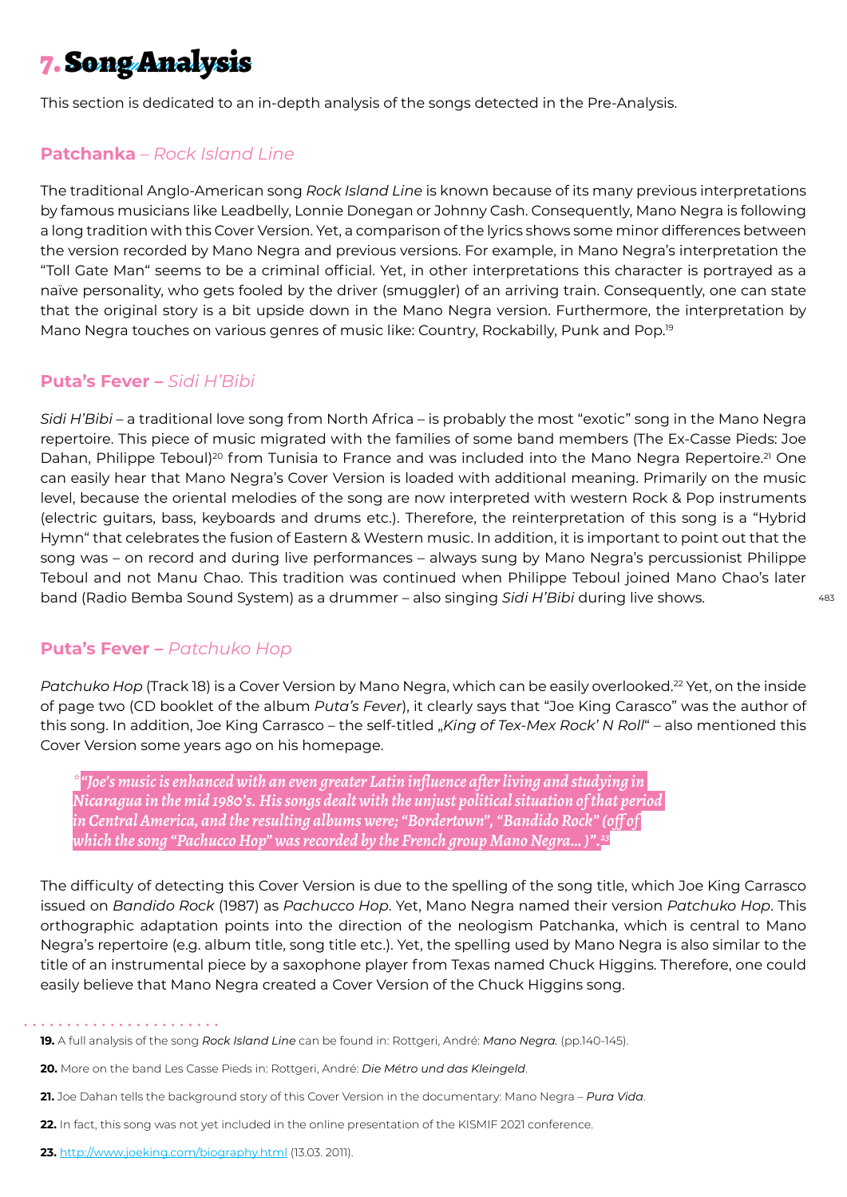# 7. Song Analysis

This section is dedicated to an in-depth analysis of the songs detected in the Pre-Analysis.

## **Patchanka** – *Rock Island Line*

The traditional Anglo-American song *Rock Island Line* is known because of its many previous interpretations by famous musicians like Leadbelly, Lonnie Donegan or Johnny Cash. Consequently, Mano Negra is following a long tradition with this Cover Version. Yet, a comparison of the lyrics shows some minor differences between the version recorded by Mano Negra and previous versions. For example, in Mano Negra's interpretation the "Toll Gate Man" seems to be a criminal official. Yet, in other interpretations this character is portrayed as a naïve personality, who gets fooled by the driver (smuggler) of an arriving train. Consequently, one can state that the original story is a bit upside down in the Mano Negra version. Furthermore, the interpretation by Mano Negra touches on various genres of music like: Country, Rockabilly, Punk and Pop.[19]

## **Puta's Fever** – *Sidi H'Bibi*

*Sidi H'Bibi* – a traditional love song from North Africa – is probably the most "exotic" song in the Mano Negra repertoire. This piece of music migrated with the families of some band members (The Ex-Casse Pieds: Joe Dahan, Philippe Teboul)[20] from Tunisia to France and was included into the Mano Negra Repertoire.[21] One can easily hear that Mano Negra's Cover Version is loaded with additional meaning. Primarily on the music level, because the oriental melodies of the song are now interpreted with western Rock & Pop instruments (electric guitars, bass, keyboards and drums etc.). Therefore, the reinterpretation of this song is a "Hybrid Hymn" that celebrates the fusion of Eastern & Western music. In addition, it is important to point out that the song was – on record and during live performances – always sung by Mano Negra's percussionist Philippe Teboul and not Manu Chao. This tradition was continued when Philippe Teboul joined Mano Chao's later band (Radio Bemba Sound System) as a drummer – also singing *Sidi H'Bibi* during live shows.

## **Puta's Fever** – *Patchuko Hop*

*Patchuko Hop* (Track 18) is a Cover Version by Mano Negra, which can be easily overlooked.[22] Yet, on the inside of page two (CD booklet of the album *Puta's Fever*), it clearly says that "Joe King Carasco" was the author of this song. In addition, Joe King Carrasco – the self-titled „*King of Tex-Mex Rock' N Roll*" – also mentioned this Cover Version some years ago on his homepage.

> *"Joe's music is enhanced with an even greater Latin influence after living and studying in Nicaragua in the mid 1980's. His songs dealt with the unjust political situation of that period in Central America, and the resulting albums were; "Bordertown", "Bandido Rock" (off of which the song "Pachucco Hop" was recorded by the French group Mano Negra… )".[23]*

The difficulty of detecting this Cover Version is due to the spelling of the song title, which Joe King Carrasco issued on *Bandido Rock* (1987) as *Pachucco Hop*. Yet, Mano Negra named their version *Patchuko Hop*. This orthographic adaptation points into the direction of the neologism Patchanka, which is central to Mano Negra's repertoire (e.g. album title, song title etc.). Yet, the spelling used by Mano Negra is also similar to the title of an instrumental piece by a saxophone player from Texas named Chuck Higgins. Therefore, one could easily believe that Mano Negra created a Cover Version of the Chuck Higgins song.

---

**19.** A full analysis of the song *Rock Island Line* can be found in: Rottgeri, André: ***Mano Negra.*** (pp.140-145).

**20.** More on the band Les Casse Pieds in: Rottgeri, André: ***Die Métro und das Kleingeld***.

**21.** Joe Dahan tells the background story of this Cover Version in the documentary: Mano Negra – *Pura Vida*.

**22.** In fact, this song was not yet included in the online presentation of the KISMIF 2021 conference.

**23.** http://www.joeking.com/biography.html (13.03. 2011).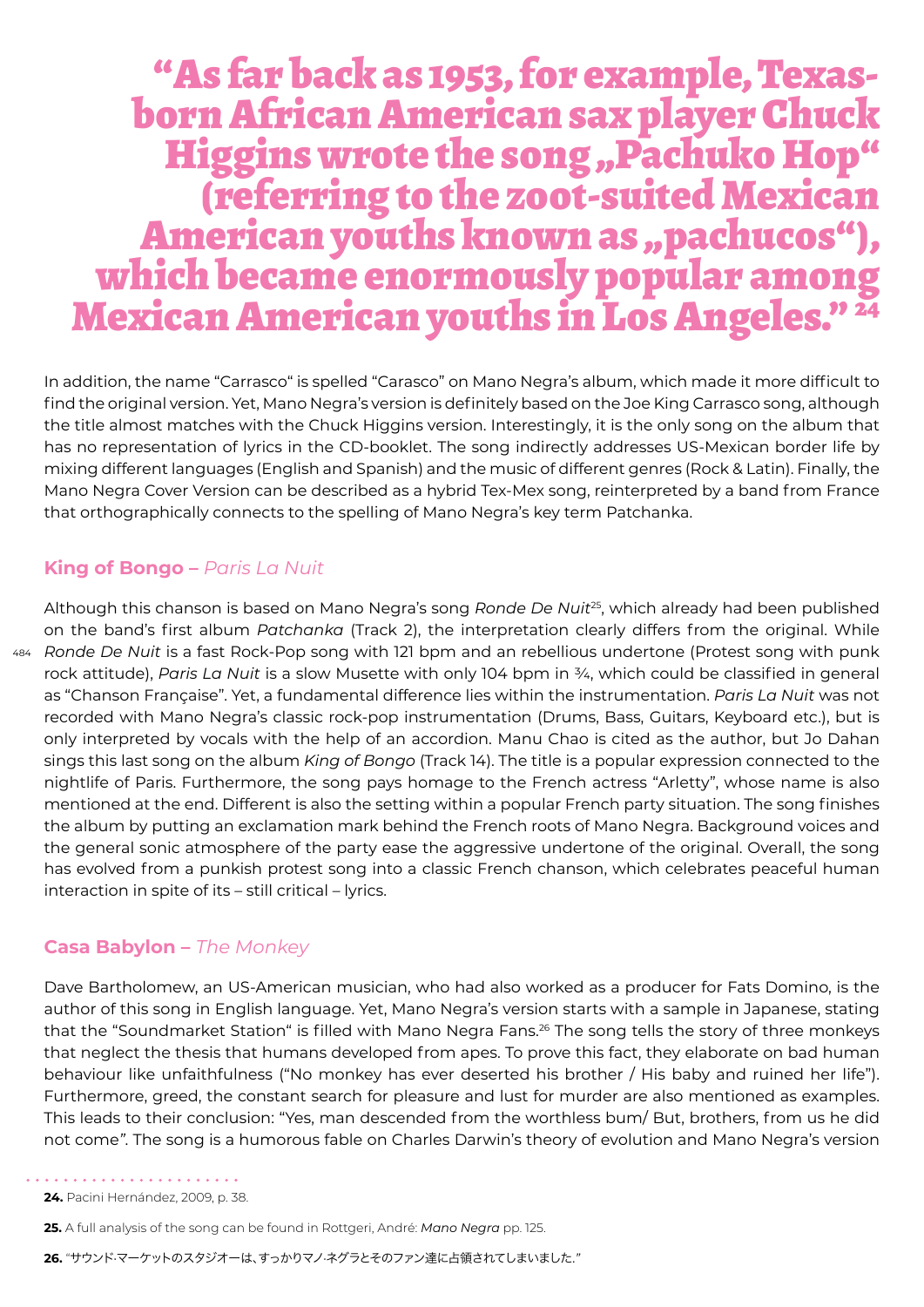# "As far back as 1953, for example, Texas-born African American sax player Chuck Higgins wrote the song „Pachuko Hop" (referring to the zoot-suited Mexican American youths known as „pachucos"), which became enormously popular among Mexican American youths in Los Angeles." [24]

In addition, the name "Carrasco" is spelled "Carasco" on Mano Negra's album, which made it more difficult to find the original version. Yet, Mano Negra's version is definitely based on the Joe King Carrasco song, although the title almost matches with the Chuck Higgins version. Interestingly, it is the only song on the album that has no representation of lyrics in the CD-booklet. The song indirectly addresses US-Mexican border life by mixing different languages (English and Spanish) and the music of different genres (Rock & Latin). Finally, the Mano Negra Cover Version can be described as a hybrid Tex-Mex song, reinterpreted by a band from France that orthographically connects to the spelling of Mano Negra's key term Patchanka.

### **King of Bongo –** *Paris La Nuit*

Although this chanson is based on Mano Negra's song *Ronde De Nuit*[25], which already had been published on the band's first album *Patchanka* (Track 2), the interpretation clearly differs from the original. While *Ronde De Nuit* is a fast Rock-Pop song with 121 bpm and an rebellious undertone (Protest song with punk rock attitude), *Paris La Nuit* is a slow Musette with only 104 bpm in ¾, which could be classified in general as "Chanson Française". Yet, a fundamental difference lies within the instrumentation. *Paris La Nuit* was not recorded with Mano Negra's classic rock-pop instrumentation (Drums, Bass, Guitars, Keyboard etc.), but is only interpreted by vocals with the help of an accordion. Manu Chao is cited as the author, but Jo Dahan sings this last song on the album *King of Bongo* (Track 14). The title is a popular expression connected to the nightlife of Paris. Furthermore, the song pays homage to the French actress "Arletty", whose name is also mentioned at the end. Different is also the setting within a popular French party situation. The song finishes the album by putting an exclamation mark behind the French roots of Mano Negra. Background voices and the general sonic atmosphere of the party ease the aggressive undertone of the original. Overall, the song has evolved from a punkish protest song into a classic French chanson, which celebrates peaceful human interaction in spite of its – still critical – lyrics.

### **Casa Babylon –** *The Monkey*

Dave Bartholomew, an US-American musician, who had also worked as a producer for Fats Domino, is the author of this song in English language. Yet, Mano Negra's version starts with a sample in Japanese, stating that the "Soundmarket Station" is filled with Mano Negra Fans.[26] The song tells the story of three monkeys that neglect the thesis that humans developed from apes. To prove this fact, they elaborate on bad human behaviour like unfaithfulness ("No monkey has ever deserted his brother / His baby and ruined her life"). Furthermore, greed, the constant search for pleasure and lust for murder are also mentioned as examples. This leads to their conclusion: "Yes, man descended from the worthless bum/ But, brothers, from us he did not come". The song is a humorous fable on Charles Darwin's theory of evolution and Mano Negra's version

---

**24.** Pacini Hernández, 2009, p. 38.

**25.** A full analysis of the song can be found in Rottgeri, André: *Mano Negra* pp. 125.

**26.** "サウンド·マーケットのスタジオーは、すっかりマノ·ネグラとそのファン達に占領されてしまいました."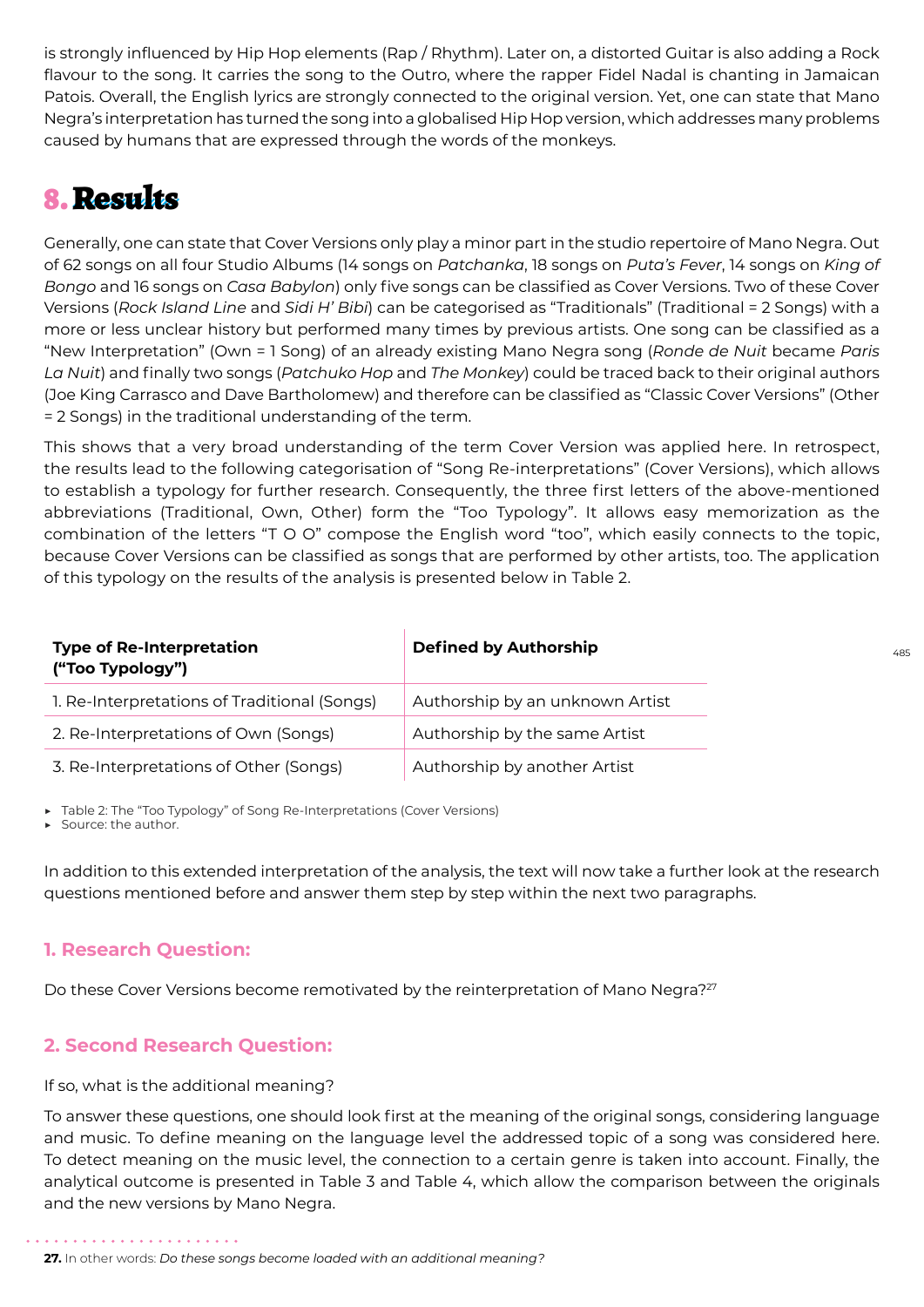is strongly influenced by Hip Hop elements (Rap / Rhythm). Later on, a distorted Guitar is also adding a Rock flavour to the song. It carries the song to the Outro, where the rapper Fidel Nadal is chanting in Jamaican Patois. Overall, the English lyrics are strongly connected to the original version. Yet, one can state that Mano Negra's interpretation has turned the song into a globalised Hip Hop version, which addresses many problems caused by humans that are expressed through the words of the monkeys.

# 8. Results

Generally, one can state that Cover Versions only play a minor part in the studio repertoire of Mano Negra. Out of 62 songs on all four Studio Albums (14 songs on *Patchanka*, 18 songs on *Puta's Fever*, 14 songs on *King of Bongo* and 16 songs on *Casa Babylon*) only five songs can be classified as Cover Versions. Two of these Cover Versions (*Rock Island Line* and *Sidi H' Bibi*) can be categorised as "Traditionals" (Traditional = 2 Songs) with a more or less unclear history but performed many times by previous artists. One song can be classified as a "New Interpretation" (Own = 1 Song) of an already existing Mano Negra song (*Ronde de Nuit* became *Paris La Nuit*) and finally two songs (*Patchuko Hop* and *The Monkey*) could be traced back to their original authors (Joe King Carrasco and Dave Bartholomew) and therefore can be classified as "Classic Cover Versions" (Other = 2 Songs) in the traditional understanding of the term.

This shows that a very broad understanding of the term Cover Version was applied here. In retrospect, the results lead to the following categorisation of "Song Re-interpretations" (Cover Versions), which allows to establish a typology for further research. Consequently, the three first letters of the above-mentioned abbreviations (Traditional, Own, Other) form the "Too Typology". It allows easy memorization as the combination of the letters "T O O" compose the English word "too", which easily connects to the topic, because Cover Versions can be classified as songs that are performed by other artists, too. The application of this typology on the results of the analysis is presented below in Table 2.

| Type of Re-Interpretation ("Too Typology") | Defined by Authorship |
|---|---|
| 1. Re-Interpretations of Traditional (Songs) | Authorship by an unknown Artist |
| 2. Re-Interpretations of Own (Songs) | Authorship by the same Artist |
| 3. Re-Interpretations of Other (Songs) | Authorship by another Artist |

- Table 2: The "Too Typology" of Song Re-Interpretations (Cover Versions)
- Source: the author.

In addition to this extended interpretation of the analysis, the text will now take a further look at the research questions mentioned before and answer them step by step within the next two paragraphs.

### 1. Research Question:

Do these Cover Versions become remotivated by the reinterpretation of Mano Negra?[27]

### 2. Second Research Question:

If so, what is the additional meaning?

To answer these questions, one should look first at the meaning of the original songs, considering language and music. To define meaning on the language level the addressed topic of a song was considered here. To detect meaning on the music level, the connection to a certain genre is taken into account. Finally, the analytical outcome is presented in Table 3 and Table 4, which allow the comparison between the originals and the new versions by Mano Negra.

**27.** In other words: *Do these songs become loaded with an additional meaning?*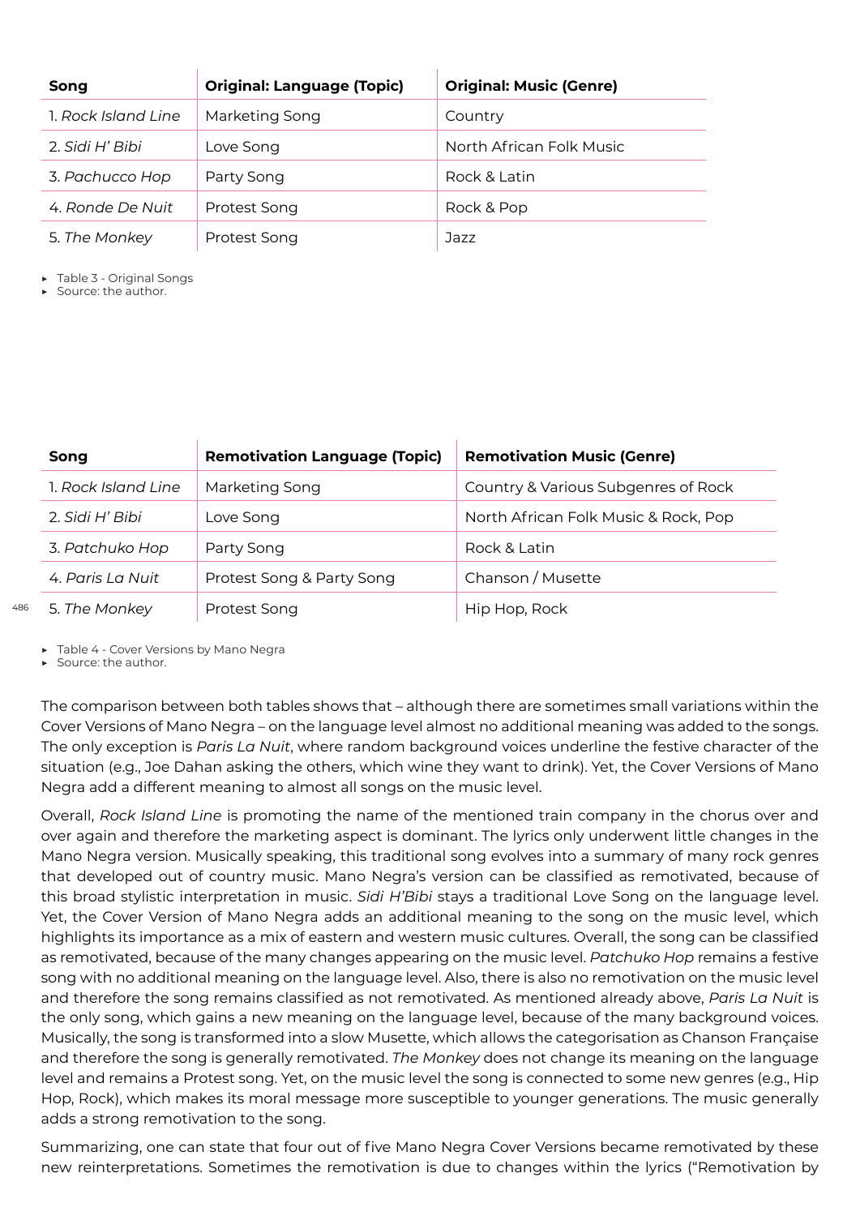| Song | Original: Language (Topic) | Original: Music (Genre) |
|---|---|---|
| 1. *Rock Island Line* | Marketing Song | Country |
| 2. *Sidi H' Bibi* | Love Song | North African Folk Music |
| 3. *Pachucco Hop* | Party Song | Rock & Latin |
| 4. *Ronde De Nuit* | Protest Song | Rock & Pop |
| 5. *The Monkey* | Protest Song | Jazz |

- Table 3 - Original Songs
- Source: the author.

| Song | Remotivation Language (Topic) | Remotivation Music (Genre) |
|---|---|---|
| 1. *Rock Island Line* | Marketing Song | Country & Various Subgenres of Rock |
| 2. *Sidi H' Bibi* | Love Song | North African Folk Music & Rock, Pop |
| 3. *Patchuko Hop* | Party Song | Rock & Latin |
| 4. *Paris La Nuit* | Protest Song & Party Song | Chanson / Musette |
| 5. *The Monkey* | Protest Song | Hip Hop, Rock |

- Table 4 - Cover Versions by Mano Negra
- Source: the author.

The comparison between both tables shows that – although there are sometimes small variations within the Cover Versions of Mano Negra – on the language level almost no additional meaning was added to the songs. The only exception is *Paris La Nuit*, where random background voices underline the festive character of the situation (e.g., Joe Dahan asking the others, which wine they want to drink). Yet, the Cover Versions of Mano Negra add a different meaning to almost all songs on the music level.

Overall, *Rock Island Line* is promoting the name of the mentioned train company in the chorus over and over again and therefore the marketing aspect is dominant. The lyrics only underwent little changes in the Mano Negra version. Musically speaking, this traditional song evolves into a summary of many rock genres that developed out of country music. Mano Negra's version can be classified as remotivated, because of this broad stylistic interpretation in music. *Sidi H'Bibi* stays a traditional Love Song on the language level. Yet, the Cover Version of Mano Negra adds an additional meaning to the song on the music level, which highlights its importance as a mix of eastern and western music cultures. Overall, the song can be classified as remotivated, because of the many changes appearing on the music level. *Patchuko Hop* remains a festive song with no additional meaning on the language level. Also, there is also no remotivation on the music level and therefore the song remains classified as not remotivated. As mentioned already above, *Paris La Nuit* is the only song, which gains a new meaning on the language level, because of the many background voices. Musically, the song is transformed into a slow Musette, which allows the categorisation as Chanson Française and therefore the song is generally remotivated. *The Monkey* does not change its meaning on the language level and remains a Protest song. Yet, on the music level the song is connected to some new genres (e.g., Hip Hop, Rock), which makes its moral message more susceptible to younger generations. The music generally adds a strong remotivation to the song.

Summarizing, one can state that four out of five Mano Negra Cover Versions became remotivated by these new reinterpretations. Sometimes the remotivation is due to changes within the lyrics ("Remotivation by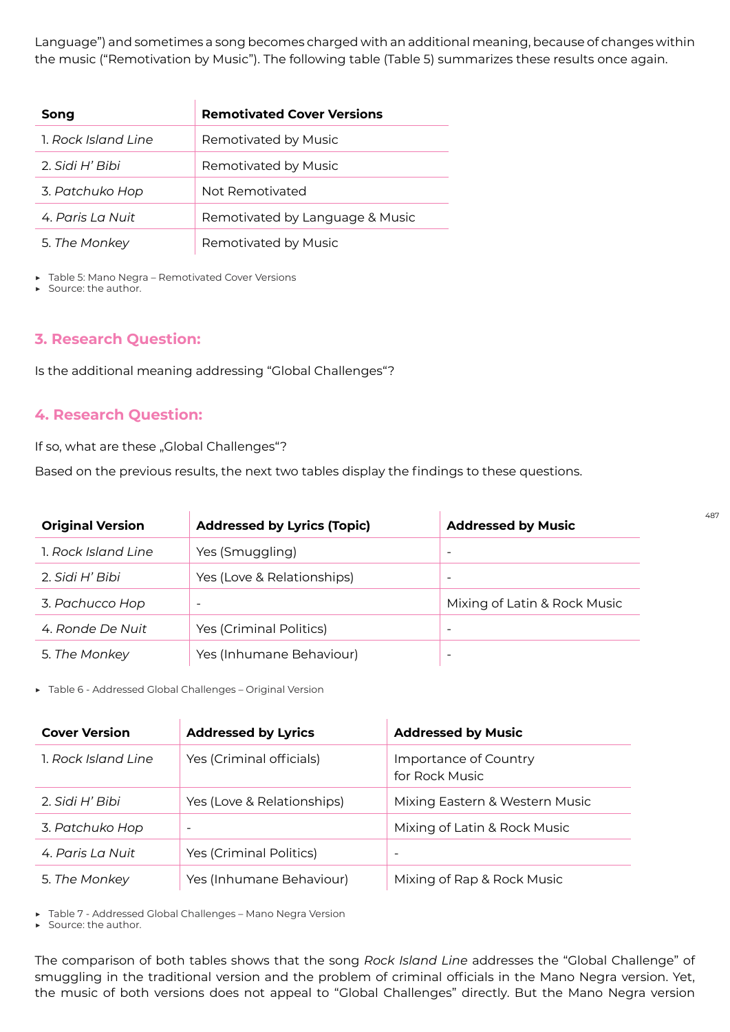Language") and sometimes a song becomes charged with an additional meaning, because of changes within the music ("Remotivation by Music"). The following table (Table 5) summarizes these results once again.

| Song | Remotivated Cover Versions |
|---|---|
| 1. *Rock Island Line* | Remotivated by Music |
| 2. *Sidi H' Bibi* | Remotivated by Music |
| 3. *Patchuko Hop* | Not Remotivated |
| 4. *Paris La Nuit* | Remotivated by Language & Music |
| 5. *The Monkey* | Remotivated by Music |

- Table 5: Mano Negra – Remotivated Cover Versions
- Source: the author.

## 3. Research Question:

Is the additional meaning addressing "Global Challenges"?

## 4. Research Question:

If so, what are these „Global Challenges"?

Based on the previous results, the next two tables display the findings to these questions.

| Original Version | Addressed by Lyrics (Topic) | Addressed by Music |
|---|---|---|
| 1. *Rock Island Line* | Yes (Smuggling) | - |
| 2. *Sidi H' Bibi* | Yes (Love & Relationships) | - |
| 3. *Pachucco Hop* | - | Mixing of Latin & Rock Music |
| 4. *Ronde De Nuit* | Yes (Criminal Politics) | - |
| 5. *The Monkey* | Yes (Inhumane Behaviour) | - |

- Table 6 - Addressed Global Challenges – Original Version

| Cover Version | Addressed by Lyrics | Addressed by Music |
|---|---|---|
| 1. *Rock Island Line* | Yes (Criminal officials) | Importance of Country for Rock Music |
| 2. *Sidi H' Bibi* | Yes (Love & Relationships) | Mixing Eastern & Western Music |
| 3. *Patchuko Hop* | - | Mixing of Latin & Rock Music |
| 4. *Paris La Nuit* | Yes (Criminal Politics) | - |
| 5. *The Monkey* | Yes (Inhumane Behaviour) | Mixing of Rap & Rock Music |

- Table 7 - Addressed Global Challenges – Mano Negra Version
- Source: the author.

The comparison of both tables shows that the song *Rock Island Line* addresses the "Global Challenge" of smuggling in the traditional version and the problem of criminal officials in the Mano Negra version. Yet, the music of both versions does not appeal to "Global Challenges" directly. But the Mano Negra version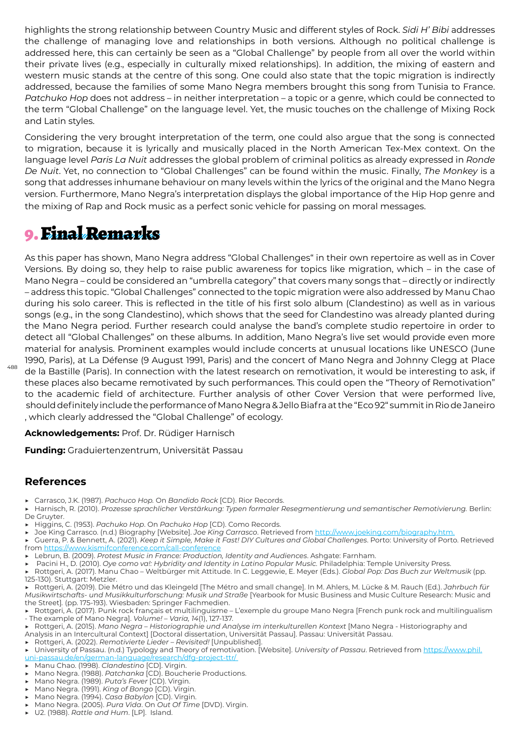highlights the strong relationship between Country Music and different styles of Rock. *Sidi H' Bibi* addresses the challenge of managing love and relationships in both versions. Although no political challenge is addressed here, this can certainly be seen as a "Global Challenge" by people from all over the world within their private lives (e.g., especially in culturally mixed relationships). In addition, the mixing of eastern and western music stands at the centre of this song. One could also state that the topic migration is indirectly addressed, because the families of some Mano Negra members brought this song from Tunisia to France. *Patchuko Hop* does not address – in neither interpretation – a topic or a genre, which could be connected to the term "Global Challenge" on the language level. Yet, the music touches on the challenge of Mixing Rock and Latin styles.

Considering the very brought interpretation of the term, one could also argue that the song is connected to migration, because it is lyrically and musically placed in the North American Tex-Mex context. On the language level *Paris La Nuit* addresses the global problem of criminal politics as already expressed in *Ronde De Nuit*. Yet, no connection to "Global Challenges" can be found within the music. Finally, *The Monkey* is a song that addresses inhumane behaviour on many levels within the lyrics of the original and the Mano Negra version. Furthermore, Mano Negra's interpretation displays the global importance of the Hip Hop genre and the mixing of Rap and Rock music as a perfect sonic vehicle for passing on moral messages.

# 9. Final Remarks

As this paper has shown, Mano Negra address "Global Challenges" in their own repertoire as well as in Cover Versions. By doing so, they help to raise public awareness for topics like migration, which – in the case of Mano Negra – could be considered an "umbrella category" that covers many songs that – directly or indirectly – address this topic. "Global Challenges" connected to the topic migration were also addressed by Manu Chao during his solo career. This is reflected in the title of his first solo album (Clandestino) as well as in various songs (e.g., in the song Clandestino), which shows that the seed for Clandestino was already planted during the Mano Negra period. Further research could analyse the band's complete studio repertoire in order to detect all "Global Challenges" on these albums. In addition, Mano Negra's live set would provide even more material for analysis. Prominent examples would include concerts at unusual locations like UNESCO (June 1990, Paris), at La Défense (9 August 1991, Paris) and the concert of Mano Negra and Johnny Clegg at Place de la Bastille (Paris). In connection with the latest research on remotivation, it would be interesting to ask, if these places also became remotivated by such performances. This could open the "Theory of Remotivation" to the academic field of architecture. Further analysis of other Cover Version that were performed live, should definitely include the performance of Mano Negra & Jello Biafra at the "Eco 92" summit in Rio de Janeiro , which clearly addressed the "Global Challenge" of ecology.

**Acknowledgements:** Prof. Dr. Rüdiger Harnisch

**Funding:** Graduiertenzentrum, Universität Passau

## References

- Carrasco, J.K. (1987). *Pachuco Hop.* On *Bandido Rock* [CD]. Rior Records.
- Harnisch, R. (2010). *Prozesse sprachlicher Verstärkung: Typen formaler Resegmentierung und semantischer Remotivierung.* Berlin: De Gruyter.
- Higgins, C. (1953). *Pachuko Hop*. On *Pachuko Hop* [CD]. Como Records.
- Joe King Carrasco. (n.d.) Biography [Website]. *Joe King Carrasco*. Retrieved from http://www.joeking.com/biography.htm.
- Guerra, P. & Bennett, A. (2021). *Keep it Simple, Make it Fast! DIY Cultures and Global Challenges*. Porto: University of Porto. Retrieved from https://www.kismifconference.com/call-conference
- Lebrun, B. (2009). *Protest Music in France: Production, Identity and Audiences*. Ashgate: Farnham.
- Pacini H., D. (2010). *Oye como va!: Hybridity and Identity in Latino Popular Music.* Philadelphia: Temple University Press.
- Rottgeri, A. (2017). Manu Chao – Weltbürger mit Attitude. In C. Leggewie, E. Meyer (Eds.). *Global Pop: Das Buch zur Weltmusik* (pp. 125-130). Stuttgart: Metzler.
- Rottgeri, A. (2019). Die Métro und das Kleingeld [The Métro and small change]. In M. Ahlers, M. Lücke & M. Rauch (Ed.). *Jahrbuch für Musikwirtschafts- und Musikkulturforschung: Musik und Straße* [Yearbook for Music Business and Music Culture Research: Music and the Street]. (pp. 175-193). Wiesbaden: Springer Fachmedien.
- Rottgeri, A. (2017). Punk rock français et multilinguisme – L'exemple du groupe Mano Negra [French punk rock and multilingualism - The example of Mano Negra]. *Volume! – Varia, 14*(1), 127-137.
- Rottgeri, A. (2015). *Mano Negra – Historiographie und Analyse im interkulturellen Kontext* [Mano Negra - Historiography and Analysis in an Intercultural Context] [Doctoral dissertation, Universität Passau]. Passau: Universität Passau.
- Rottgeri, A. (2022). *Remotivierte Lieder – Revisited!* [Unpublished].
- University of Passau. (n.d.) Typology and Theory of remotivation. [Website]. *University of Passau*. Retrieved from https://www.phil.uni-passau.de/en/german-language/research/dfg-project-ttr/
- Manu Chao. (1998). *Clandestino* [CD]. Virgin.
- Mano Negra. (1988). *Patchanka* [CD]. Boucherie Productions.
- Mano Negra. (1989). *Puta's Fever* [CD]. Virgin.
- Mano Negra. (1991). *King of Bongo* [CD]. Virgin.
- Mano Negra. (1994). *Casa Babylon* [CD]. Virgin.
- Mano Negra. (2005). *Pura Vida*. On *Out Of Time* [DVD]. Virgin.
- U2. (1988). *Rattle and Hum*. [LP]. Island.